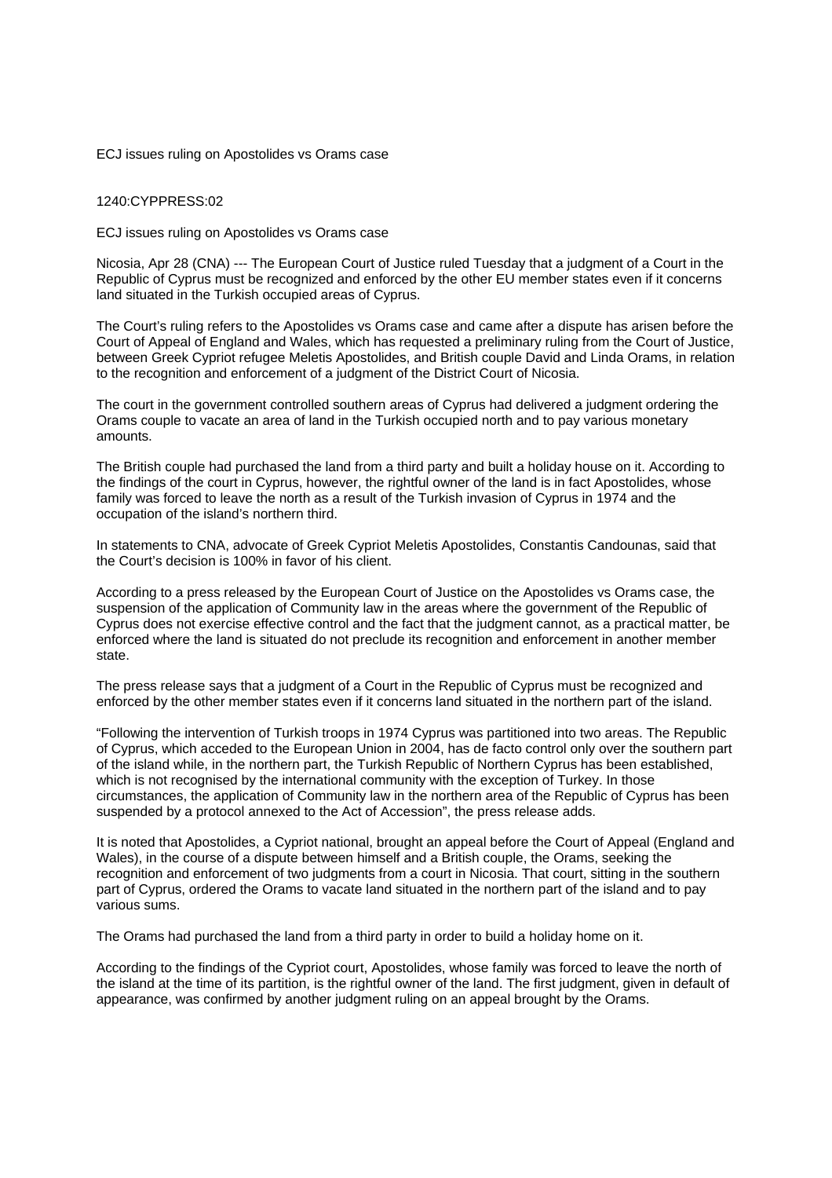ECJ issues ruling on Apostolides vs Orams case

1240:CYPPRESS:02

ECJ issues ruling on Apostolides vs Orams case

Nicosia, Apr 28 (CNA) --- The European Court of Justice ruled Tuesday that a judgment of a Court in the Republic of Cyprus must be recognized and enforced by the other EU member states even if it concerns land situated in the Turkish occupied areas of Cyprus.

The Court's ruling refers to the Apostolides vs Orams case and came after a dispute has arisen before the Court of Appeal of England and Wales, which has requested a preliminary ruling from the Court of Justice, between Greek Cypriot refugee Meletis Apostolides, and British couple David and Linda Orams, in relation to the recognition and enforcement of a judgment of the District Court of Nicosia.

The court in the government controlled southern areas of Cyprus had delivered a judgment ordering the Orams couple to vacate an area of land in the Turkish occupied north and to pay various monetary amounts.

The British couple had purchased the land from a third party and built a holiday house on it. According to the findings of the court in Cyprus, however, the rightful owner of the land is in fact Apostolides, whose family was forced to leave the north as a result of the Turkish invasion of Cyprus in 1974 and the occupation of the island's northern third.

In statements to CNA, advocate of Greek Cypriot Meletis Apostolides, Constantis Candounas, said that the Court's decision is 100% in favor of his client.

According to a press released by the European Court of Justice on the Apostolides vs Orams case, the suspension of the application of Community law in the areas where the government of the Republic of Cyprus does not exercise effective control and the fact that the judgment cannot, as a practical matter, be enforced where the land is situated do not preclude its recognition and enforcement in another member state.

The press release says that a judgment of a Court in the Republic of Cyprus must be recognized and enforced by the other member states even if it concerns land situated in the northern part of the island.

"Following the intervention of Turkish troops in 1974 Cyprus was partitioned into two areas. The Republic of Cyprus, which acceded to the European Union in 2004, has de facto control only over the southern part of the island while, in the northern part, the Turkish Republic of Northern Cyprus has been established, which is not recognised by the international community with the exception of Turkey. In those circumstances, the application of Community law in the northern area of the Republic of Cyprus has been suspended by a protocol annexed to the Act of Accession", the press release adds.

It is noted that Apostolides, a Cypriot national, brought an appeal before the Court of Appeal (England and Wales), in the course of a dispute between himself and a British couple, the Orams, seeking the recognition and enforcement of two judgments from a court in Nicosia. That court, sitting in the southern part of Cyprus, ordered the Orams to vacate land situated in the northern part of the island and to pay various sums.

The Orams had purchased the land from a third party in order to build a holiday home on it.

According to the findings of the Cypriot court, Apostolides, whose family was forced to leave the north of the island at the time of its partition, is the rightful owner of the land. The first judgment, given in default of appearance, was confirmed by another judgment ruling on an appeal brought by the Orams.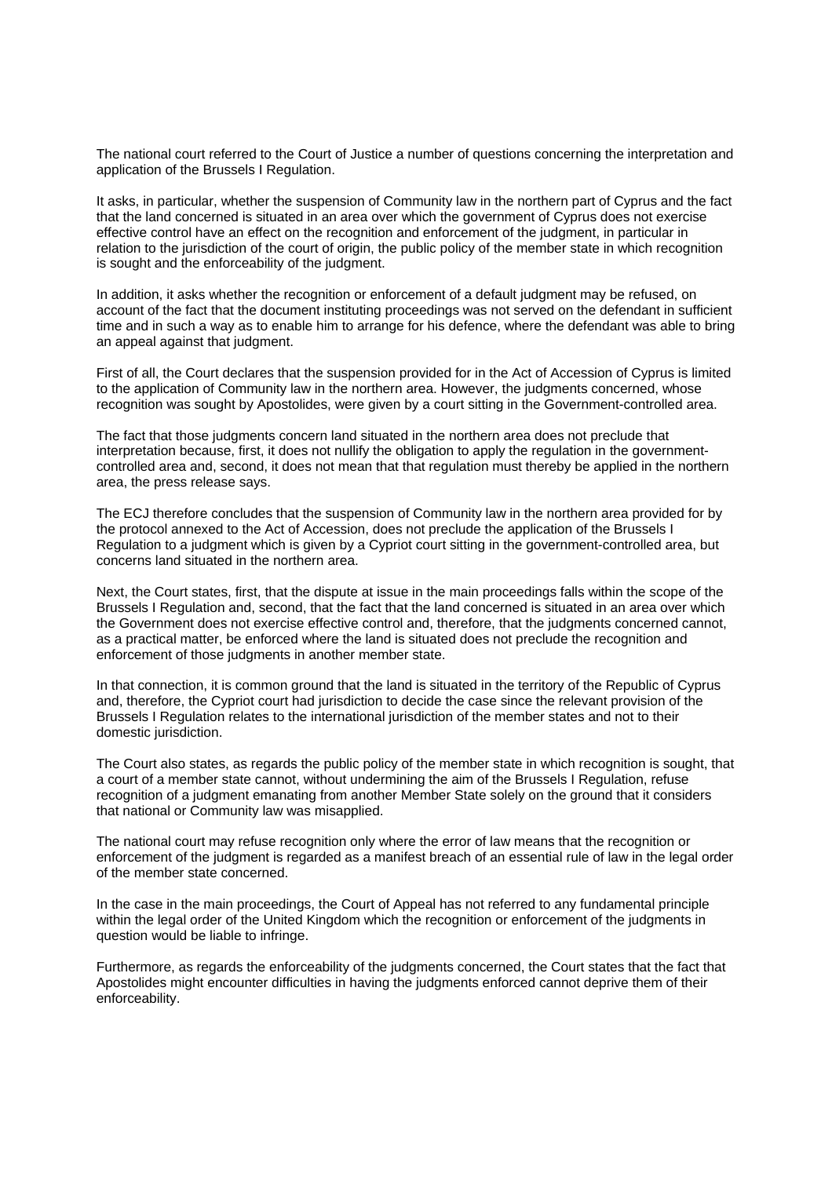The national court referred to the Court of Justice a number of questions concerning the interpretation and application of the Brussels I Regulation.

It asks, in particular, whether the suspension of Community law in the northern part of Cyprus and the fact that the land concerned is situated in an area over which the government of Cyprus does not exercise effective control have an effect on the recognition and enforcement of the judgment, in particular in relation to the jurisdiction of the court of origin, the public policy of the member state in which recognition is sought and the enforceability of the judgment.

In addition, it asks whether the recognition or enforcement of a default judgment may be refused, on account of the fact that the document instituting proceedings was not served on the defendant in sufficient time and in such a way as to enable him to arrange for his defence, where the defendant was able to bring an appeal against that judgment.

First of all, the Court declares that the suspension provided for in the Act of Accession of Cyprus is limited to the application of Community law in the northern area. However, the judgments concerned, whose recognition was sought by Apostolides, were given by a court sitting in the Government-controlled area.

The fact that those judgments concern land situated in the northern area does not preclude that interpretation because, first, it does not nullify the obligation to apply the regulation in the government-controlled area and, second, it does not mean that that regulation must thereby be applied in the northern area, the press release says.

The ECJ therefore concludes that the suspension of Community law in the northern area provided for by the protocol annexed to the Act of Accession, does not preclude the application of the Brussels I Regulation to a judgment which is given by a Cypriot court sitting in the government-controlled area, but concerns land situated in the northern area.

Next, the Court states, first, that the dispute at issue in the main proceedings falls within the scope of the Brussels I Regulation and, second, that the fact that the land concerned is situated in an area over which the Government does not exercise effective control and, therefore, that the judgments concerned cannot, as a practical matter, be enforced where the land is situated does not preclude the recognition and enforcement of those judgments in another member state.

In that connection, it is common ground that the land is situated in the territory of the Republic of Cyprus and, therefore, the Cypriot court had jurisdiction to decide the case since the relevant provision of the Brussels I Regulation relates to the international jurisdiction of the member states and not to their domestic jurisdiction.

The Court also states, as regards the public policy of the member state in which recognition is sought, that a court of a member state cannot, without undermining the aim of the Brussels I Regulation, refuse recognition of a judgment emanating from another Member State solely on the ground that it considers that national or Community law was misapplied.

The national court may refuse recognition only where the error of law means that the recognition or enforcement of the judgment is regarded as a manifest breach of an essential rule of law in the legal order of the member state concerned.

In the case in the main proceedings, the Court of Appeal has not referred to any fundamental principle within the legal order of the United Kingdom which the recognition or enforcement of the judgments in question would be liable to infringe.

Furthermore, as regards the enforceability of the judgments concerned, the Court states that the fact that Apostolides might encounter difficulties in having the judgments enforced cannot deprive them of their enforceability.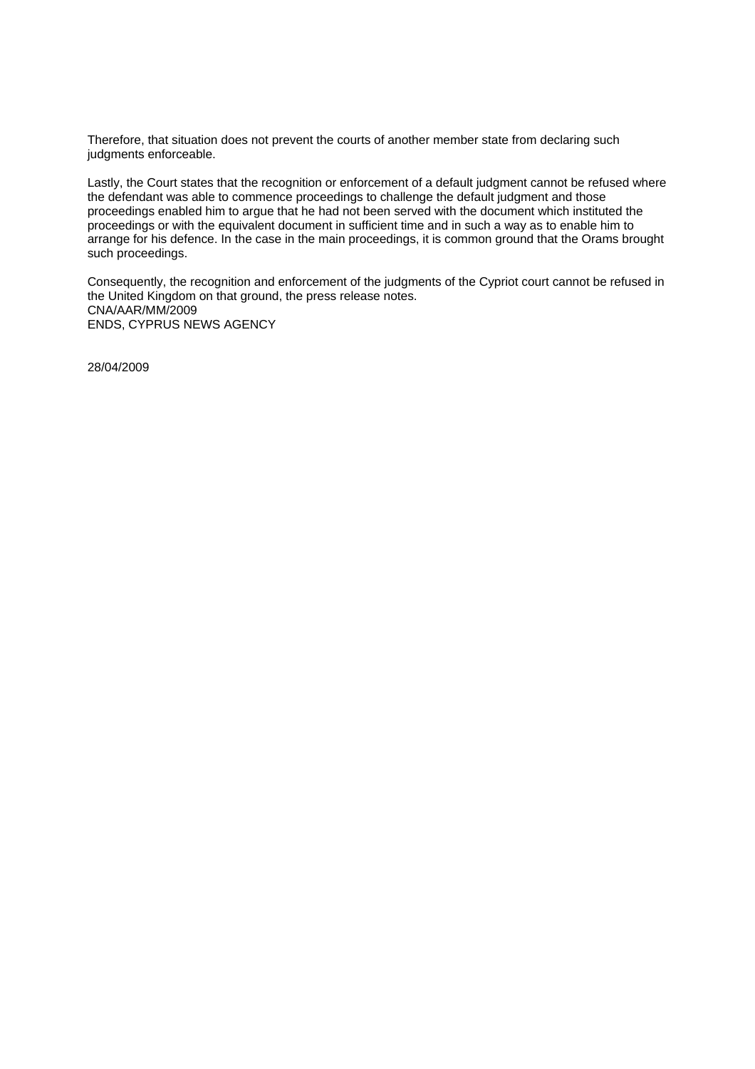Therefore, that situation does not prevent the courts of another member state from declaring such judgments enforceable.

Lastly, the Court states that the recognition or enforcement of a default judgment cannot be refused where the defendant was able to commence proceedings to challenge the default judgment and those proceedings enabled him to argue that he had not been served with the document which instituted the proceedings or with the equivalent document in sufficient time and in such a way as to enable him to arrange for his defence. In the case in the main proceedings, it is common ground that the Orams brought such proceedings.

Consequently, the recognition and enforcement of the judgments of the Cypriot court cannot be refused in the United Kingdom on that ground, the press release notes.
CNA/AAR/MM/2009
ENDS, CYPRUS NEWS AGENCY

28/04/2009